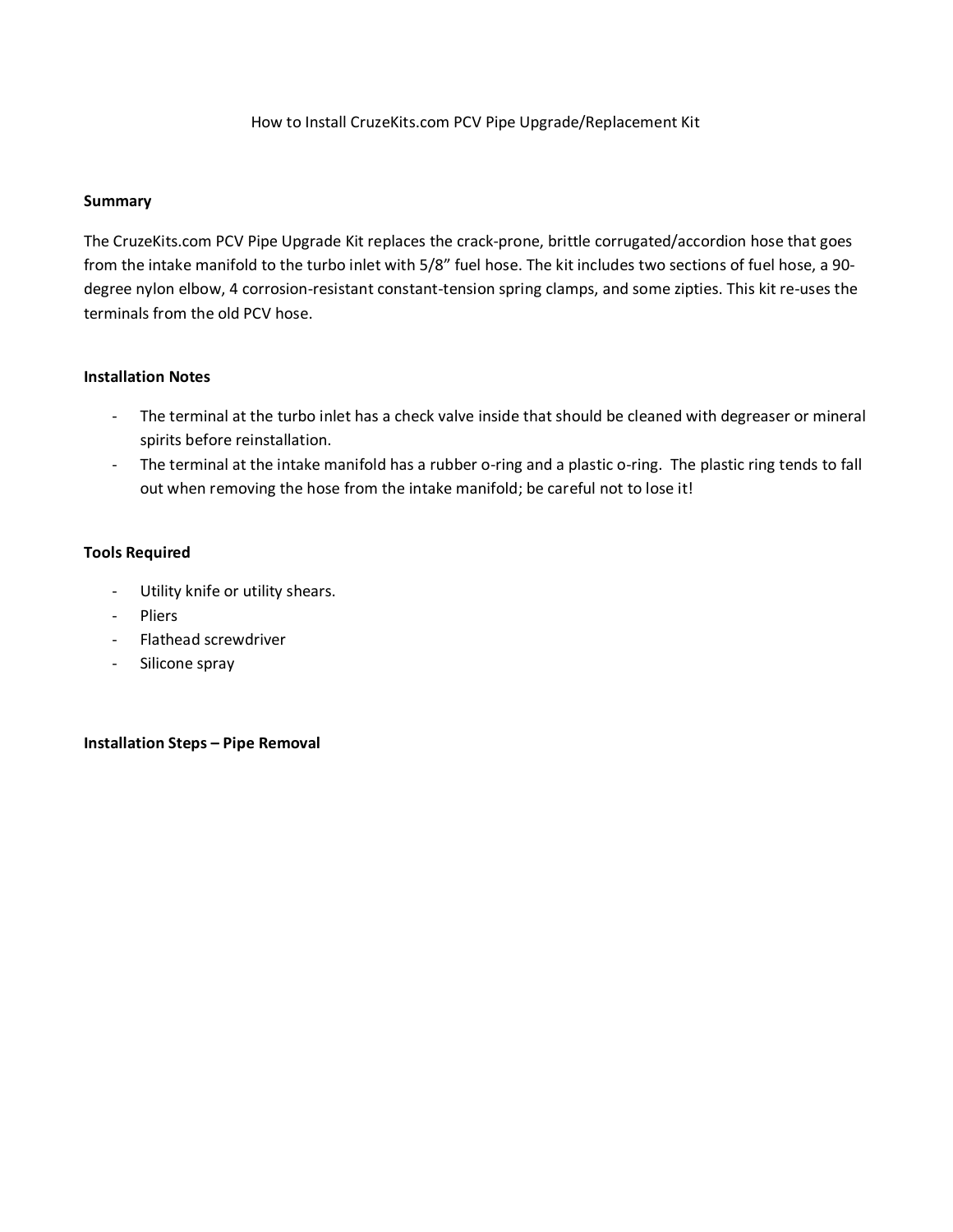# How to Install CruzeKits.com PCV Pipe Upgrade/Replacement Kit

## Summary

The CruzeKits.com PCV Pipe Upgrade Kit replaces the crack-prone, brittle corrugated/accordion hose that goes from the intake manifold to the turbo inlet with 5/8" fuel hose. The kit includes two sections of fuel hose, a 90-degree nylon elbow, 4 corrosion-resistant constant-tension spring clamps, and some zipties. This kit re-uses the terminals from the old PCV hose.

## Installation Notes

- The terminal at the turbo inlet has a check valve inside that should be cleaned with degreaser or mineral spirits before reinstallation.
- The terminal at the intake manifold has a rubber o-ring and a plastic o-ring. The plastic ring tends to fall out when removing the hose from the intake manifold; be careful not to lose it!

## Tools Required

- Utility knife or utility shears.
- Pliers
- Flathead screwdriver
- Silicone spray

## Installation Steps – Pipe Removal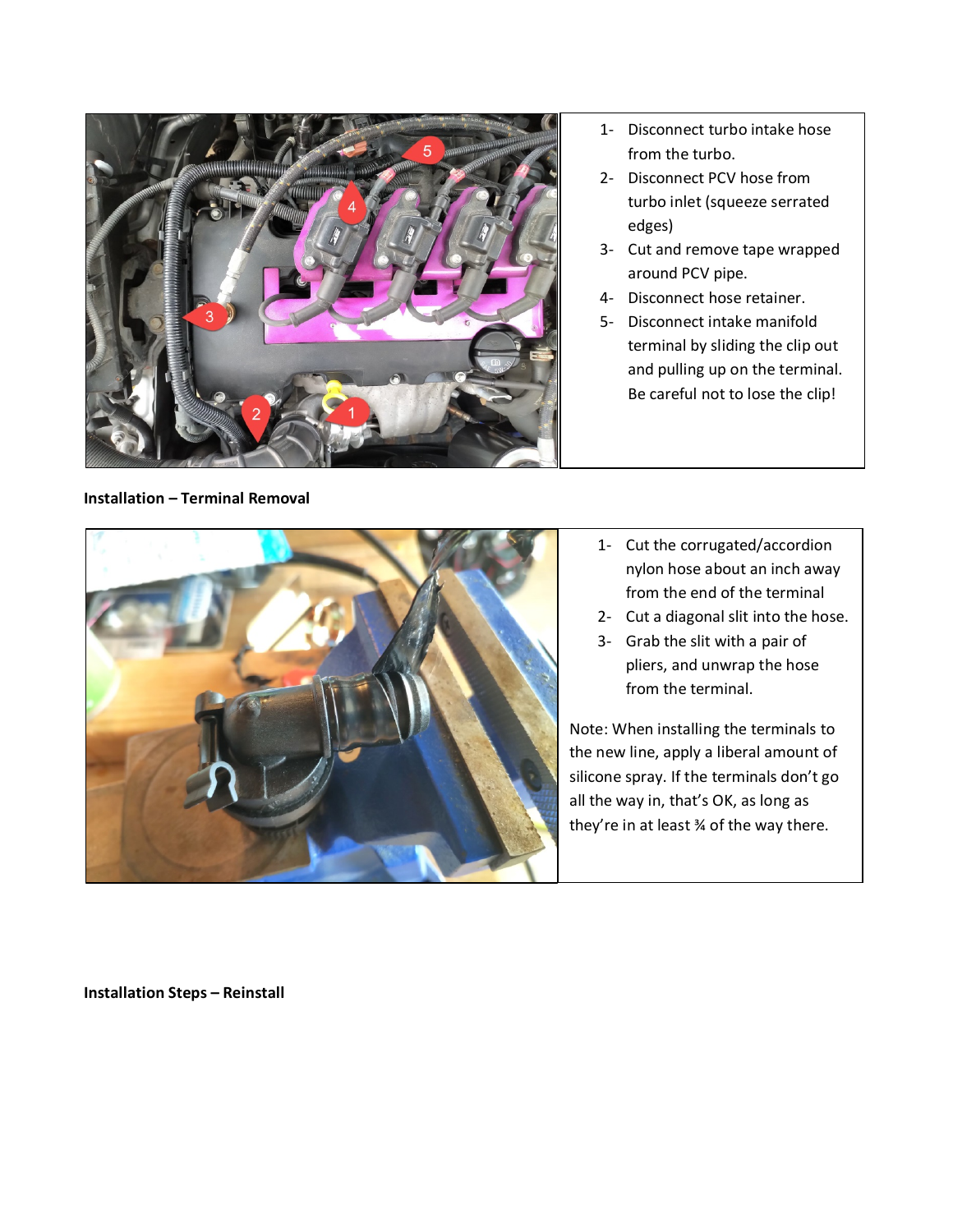1- Disconnect turbo intake hose from the turbo.
2- Disconnect PCV hose from turbo inlet (squeeze serrated edges)
3- Cut and remove tape wrapped around PCV pipe.
4- Disconnect hose retainer.
5- Disconnect intake manifold terminal by sliding the clip out and pulling up on the terminal. Be careful not to lose the clip!

**Installation – Terminal Removal**

1- Cut the corrugated/accordion nylon hose about an inch away from the end of the terminal
2- Cut a diagonal slit into the hose.
3- Grab the slit with a pair of pliers, and unwrap the hose from the terminal.

Note: When installing the terminals to the new line, apply a liberal amount of silicone spray. If the terminals don't go all the way in, that's OK, as long as they're in at least ¾ of the way there.

**Installation Steps – Reinstall**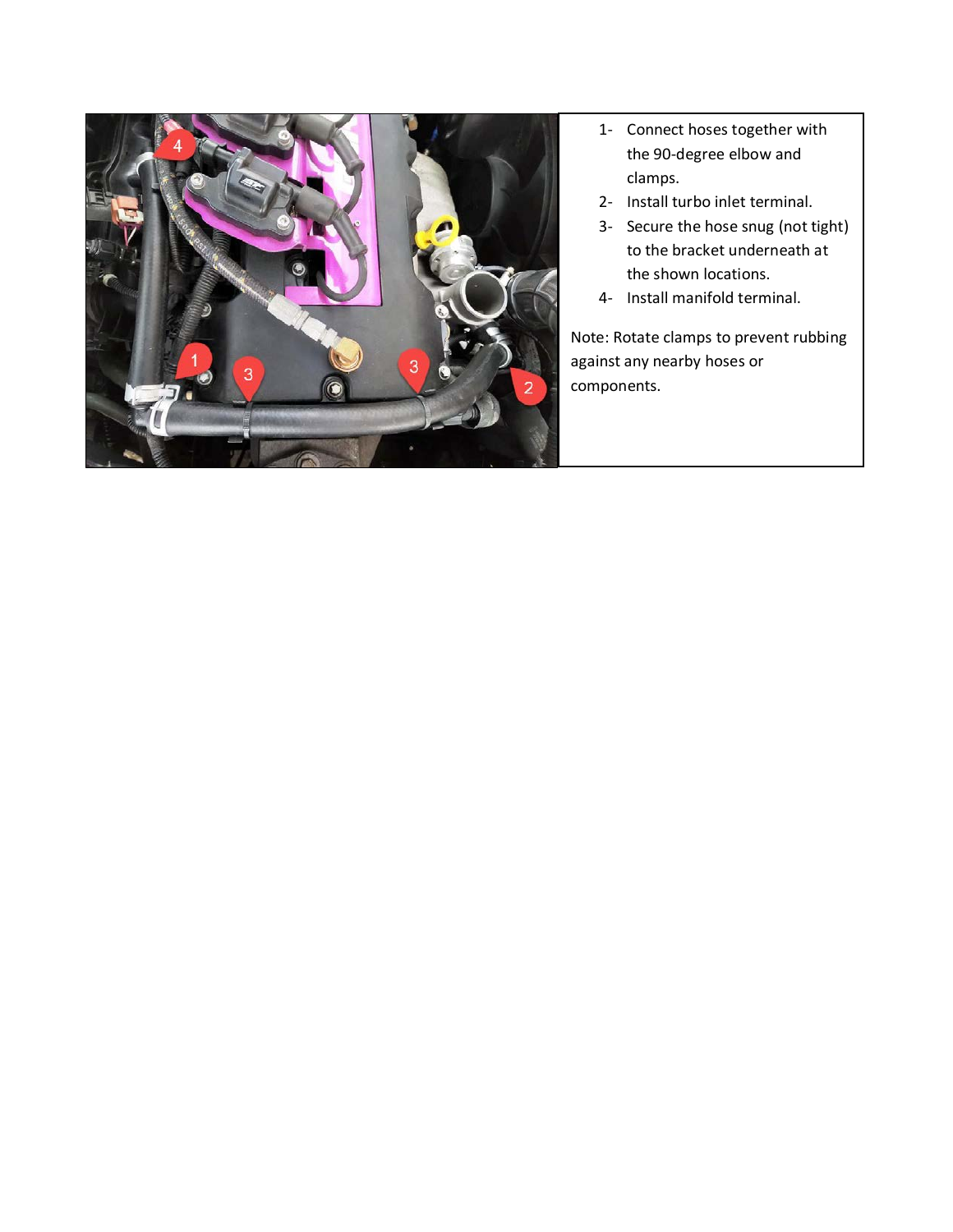1- Connect hoses together with the 90-degree elbow and clamps.
2- Install turbo inlet terminal.
3- Secure the hose snug (not tight) to the bracket underneath at the shown locations.
4- Install manifold terminal.

Note: Rotate clamps to prevent rubbing against any nearby hoses or components.